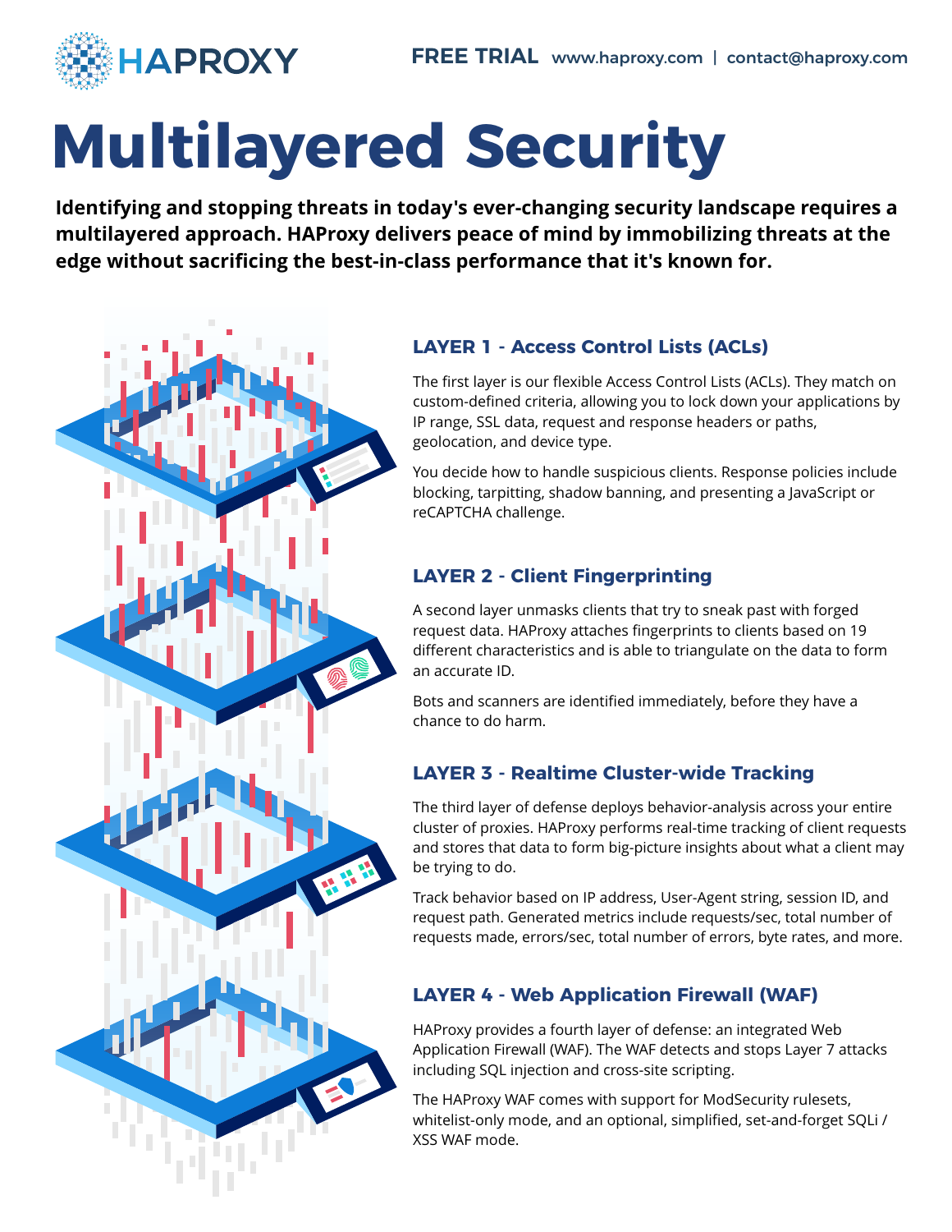HAPROXY

**FREE TRIAL** www.haproxy.com | contact@haproxy.com

# Multilayered Security

**Identifying and stopping threats in today's ever-changing security landscape requires a multilayered approach. HAProxy delivers peace of mind by immobilizing threats at the edge without sacrificing the best-in-class performance that it's known for.**

## LAYER 1 - Access Control Lists (ACLs)

The first layer is our flexible Access Control Lists (ACLs). They match on custom-defined criteria, allowing you to lock down your applications by IP range, SSL data, request and response headers or paths, geolocation, and device type.

You decide how to handle suspicious clients. Response policies include blocking, tarpitting, shadow banning, and presenting a JavaScript or reCAPTCHA challenge.

## LAYER 2 - Client Fingerprinting

A second layer unmasks clients that try to sneak past with forged request data. HAProxy attaches fingerprints to clients based on 19 different characteristics and is able to triangulate on the data to form an accurate ID.

Bots and scanners are identified immediately, before they have a chance to do harm.

## LAYER 3 - Realtime Cluster-wide Tracking

The third layer of defense deploys behavior-analysis across your entire cluster of proxies. HAProxy performs real-time tracking of client requests and stores that data to form big-picture insights about what a client may be trying to do.

Track behavior based on IP address, User-Agent string, session ID, and request path. Generated metrics include requests/sec, total number of requests made, errors/sec, total number of errors, byte rates, and more.

## LAYER 4 - Web Application Firewall (WAF)

HAProxy provides a fourth layer of defense: an integrated Web Application Firewall (WAF). The WAF detects and stops Layer 7 attacks including SQL injection and cross-site scripting.

The HAProxy WAF comes with support for ModSecurity rulesets, whitelist-only mode, and an optional, simplified, set-and-forget SQLi / XSS WAF mode.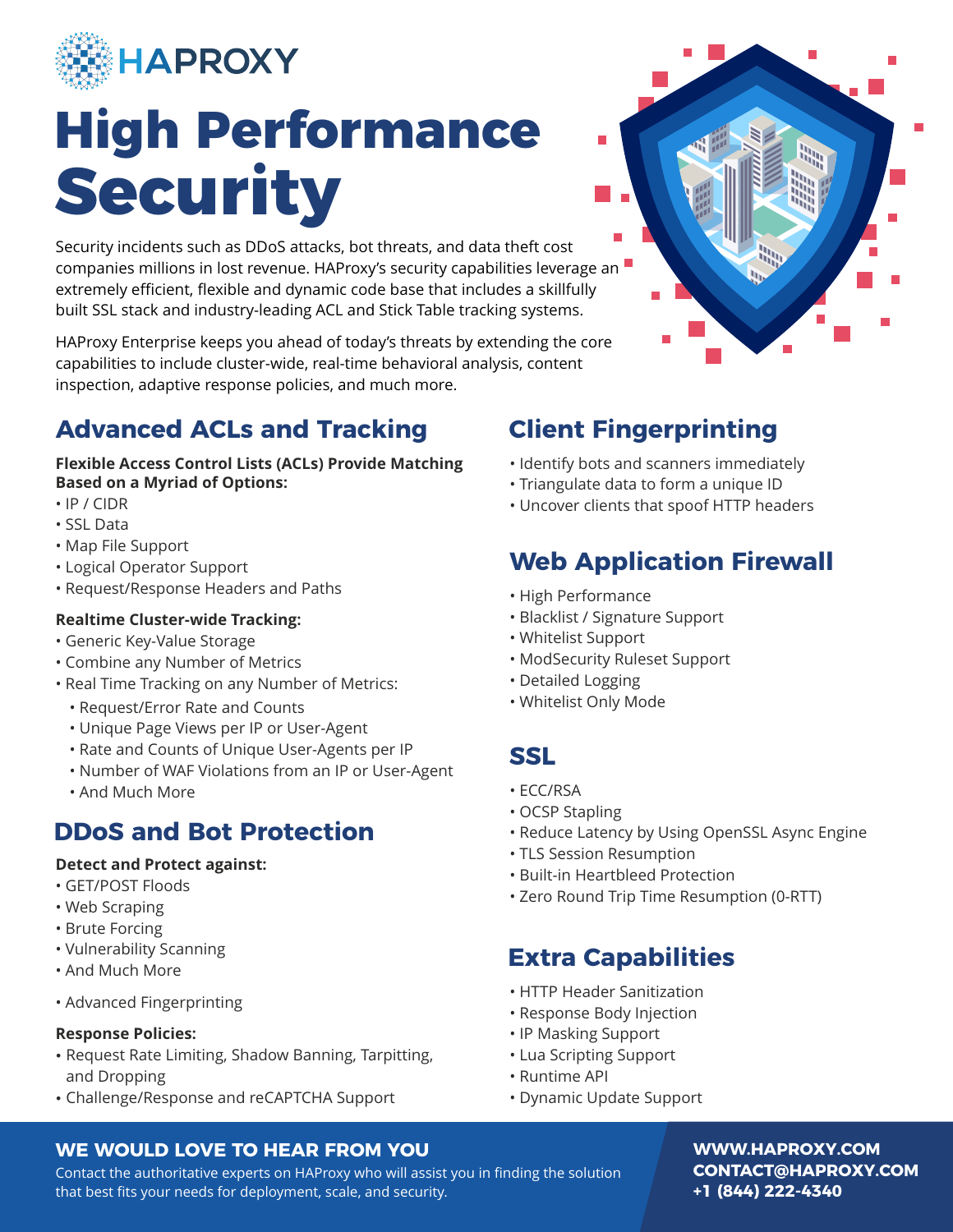HAPROXY

# High Performance Security

Security incidents such as DDoS attacks, bot threats, and data theft cost companies millions in lost revenue. HAProxy's security capabilities leverage an extremely efficient, flexible and dynamic code base that includes a skillfully built SSL stack and industry-leading ACL and Stick Table tracking systems.

HAProxy Enterprise keeps you ahead of today's threats by extending the core capabilities to include cluster-wide, real-time behavioral analysis, content inspection, adaptive response policies, and much more.

## Advanced ACLs and Tracking

**Flexible Access Control Lists (ACLs) Provide Matching Based on a Myriad of Options:**

- IP / CIDR
- SSL Data
- Map File Support
- Logical Operator Support
- Request/Response Headers and Paths

**Realtime Cluster-wide Tracking:**

- Generic Key-Value Storage
- Combine any Number of Metrics
- Real Time Tracking on any Number of Metrics:
  - Request/Error Rate and Counts
  - Unique Page Views per IP or User-Agent
  - Rate and Counts of Unique User-Agents per IP
  - Number of WAF Violations from an IP or User-Agent
  - And Much More

## DDoS and Bot Protection

**Detect and Protect against:**

- GET/POST Floods
- Web Scraping
- Brute Forcing
- Vulnerability Scanning
- And Much More

- Advanced Fingerprinting

**Response Policies:**

- Request Rate Limiting, Shadow Banning, Tarpitting, and Dropping
- Challenge/Response and reCAPTCHA Support

## Client Fingerprinting

- Identify bots and scanners immediately
- Triangulate data to form a unique ID
- Uncover clients that spoof HTTP headers

## Web Application Firewall

- High Performance
- Blacklist / Signature Support
- Whitelist Support
- ModSecurity Ruleset Support
- Detailed Logging
- Whitelist Only Mode

## SSL

- ECC/RSA
- OCSP Stapling
- Reduce Latency by Using OpenSSL Async Engine
- TLS Session Resumption
- Built-in Heartbleed Protection
- Zero Round Trip Time Resumption (0-RTT)

## Extra Capabilities

- HTTP Header Sanitization
- Response Body Injection
- IP Masking Support
- Lua Scripting Support
- Runtime API
- Dynamic Update Support

### WE WOULD LOVE TO HEAR FROM YOU

Contact the authoritative experts on HAProxy who will assist you in finding the solution that best fits your needs for deployment, scale, and security.

**WWW.HAPROXY.COM**
**CONTACT@HAPROXY.COM**
**+1 (844) 222-4340**